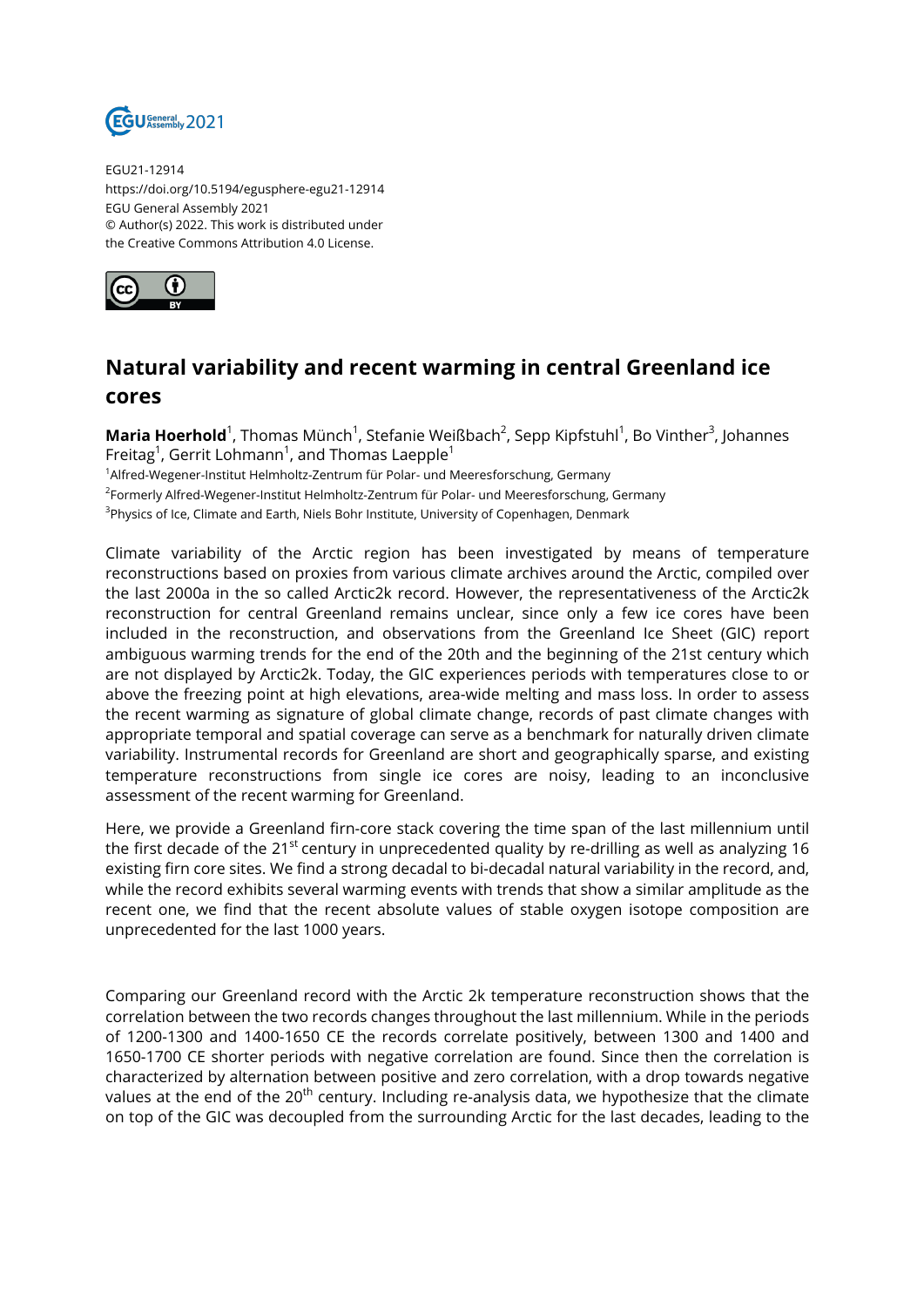EGU21-12914
https://doi.org/10.5194/egusphere-egu21-12914
EGU General Assembly 2021
© Author(s) 2022. This work is distributed under
the Creative Commons Attribution 4.0 License.

# Natural variability and recent warming in central Greenland ice cores

**Maria Hoerhold**[1], Thomas Münch[1], Stefanie Weißbach[2], Sepp Kipfstuhl[1], Bo Vinther[3], Johannes Freitag[1], Gerrit Lohmann[1], and Thomas Laepple[1]

[1]Alfred-Wegener-Institut Helmholtz-Zentrum für Polar- und Meeresforschung, Germany

[2]Formerly Alfred-Wegener-Institut Helmholtz-Zentrum für Polar- und Meeresforschung, Germany

[3]Physics of Ice, Climate and Earth, Niels Bohr Institute, University of Copenhagen, Denmark

Climate variability of the Arctic region has been investigated by means of temperature reconstructions based on proxies from various climate archives around the Arctic, compiled over the last 2000a in the so called Arctic2k record. However, the representativeness of the Arctic2k reconstruction for central Greenland remains unclear, since only a few ice cores have been included in the reconstruction, and observations from the Greenland Ice Sheet (GIC) report ambiguous warming trends for the end of the 20th and the beginning of the 21st century which are not displayed by Arctic2k. Today, the GIC experiences periods with temperatures close to or above the freezing point at high elevations, area-wide melting and mass loss. In order to assess the recent warming as signature of global climate change, records of past climate changes with appropriate temporal and spatial coverage can serve as a benchmark for naturally driven climate variability. Instrumental records for Greenland are short and geographically sparse, and existing temperature reconstructions from single ice cores are noisy, leading to an inconclusive assessment of the recent warming for Greenland.

Here, we provide a Greenland firn-core stack covering the time span of the last millennium until the first decade of the 21$^{st}$ century in unprecedented quality by re-drilling as well as analyzing 16 existing firn core sites. We find a strong decadal to bi-decadal natural variability in the record, and, while the record exhibits several warming events with trends that show a similar amplitude as the recent one, we find that the recent absolute values of stable oxygen isotope composition are unprecedented for the last 1000 years.

Comparing our Greenland record with the Arctic 2k temperature reconstruction shows that the correlation between the two records changes throughout the last millennium. While in the periods of 1200-1300 and 1400-1650 CE the records correlate positively, between 1300 and 1400 and 1650-1700 CE shorter periods with negative correlation are found. Since then the correlation is characterized by alternation between positive and zero correlation, with a drop towards negative values at the end of the 20$^{th}$ century. Including re-analysis data, we hypothesize that the climate on top of the GIC was decoupled from the surrounding Arctic for the last decades, leading to the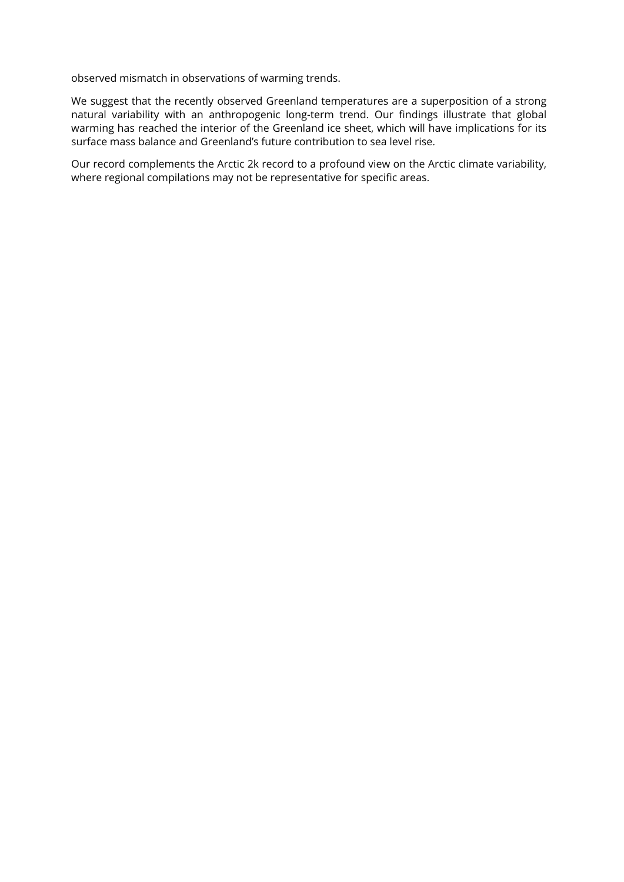observed mismatch in observations of warming trends.

We suggest that the recently observed Greenland temperatures are a superposition of a strong natural variability with an anthropogenic long-term trend. Our findings illustrate that global warming has reached the interior of the Greenland ice sheet, which will have implications for its surface mass balance and Greenland's future contribution to sea level rise.

Our record complements the Arctic 2k record to a profound view on the Arctic climate variability, where regional compilations may not be representative for specific areas.